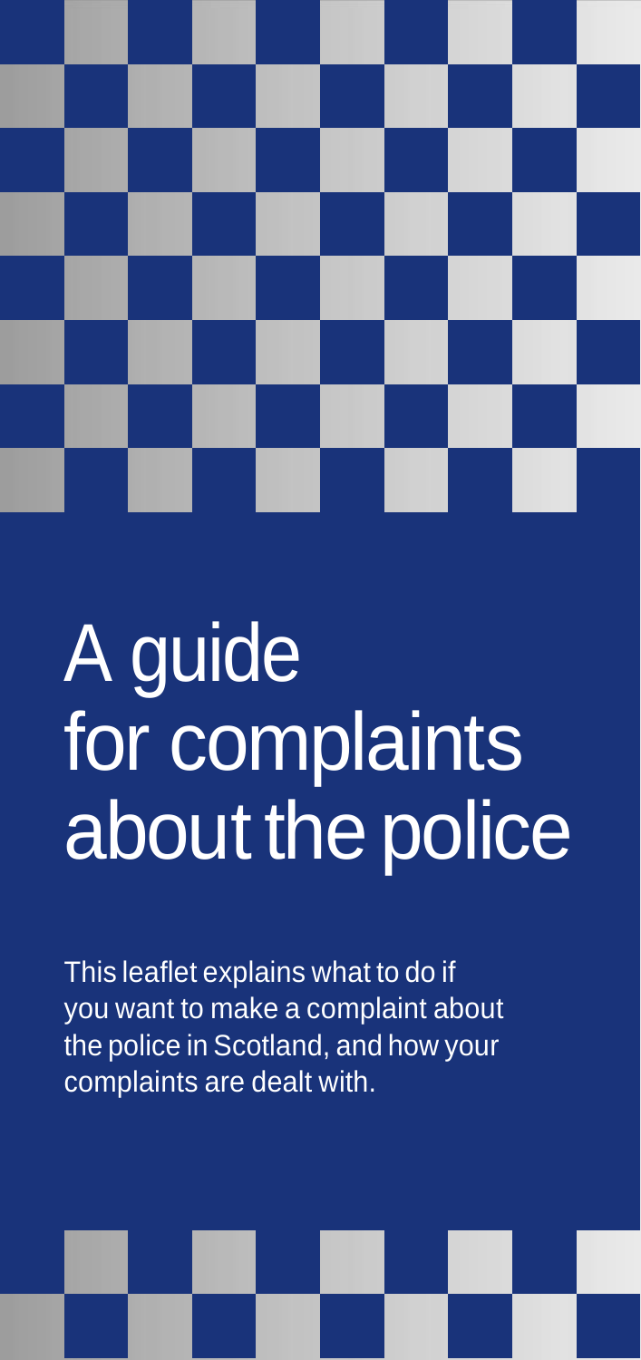# A guide for complaints about the police

This leaflet explains what to do if you want to make a complaint about the police in Scotland, and how your complaints are dealt with.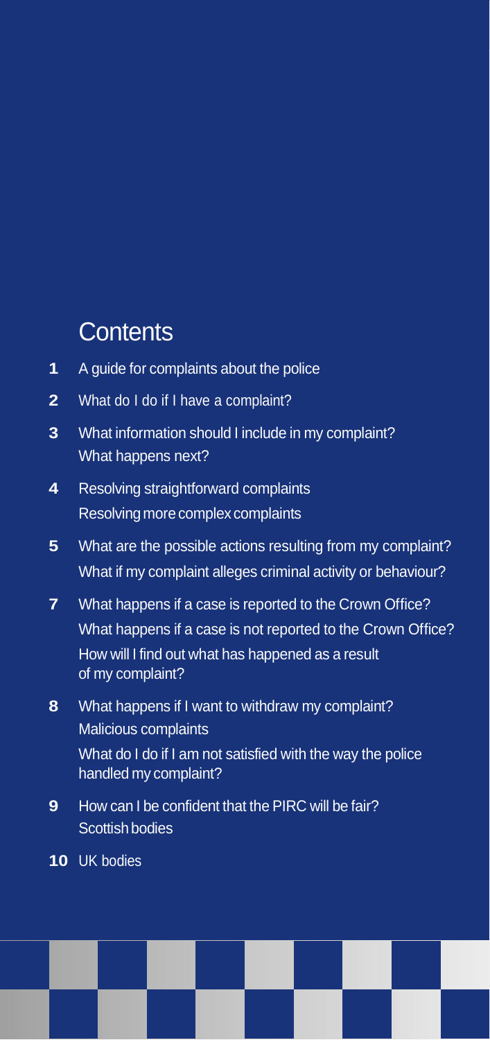## Contents

| | |
|---|---|
| **1** | A guide for complaints about the police |
| **2** | What do I do if I have a complaint? |
| **3** | What information should I include in my complaint? |
| | What happens next? |
| **4** | Resolving straightforward complaints |
| | Resolving more complex complaints |
| **5** | What are the possible actions resulting from my complaint? |
| | What if my complaint alleges criminal activity or behaviour? |
| **7** | What happens if a case is reported to the Crown Office? |
| | What happens if a case is not reported to the Crown Office? |
| | How will I find out what has happened as a result of my complaint? |
| **8** | What happens if I want to withdraw my complaint? |
| | Malicious complaints |
| | What do I do if I am not satisfied with the way the police handled my complaint? |
| **9** | How can I be confident that the PIRC will be fair? |
| | Scottish bodies |
| **10** | UK bodies |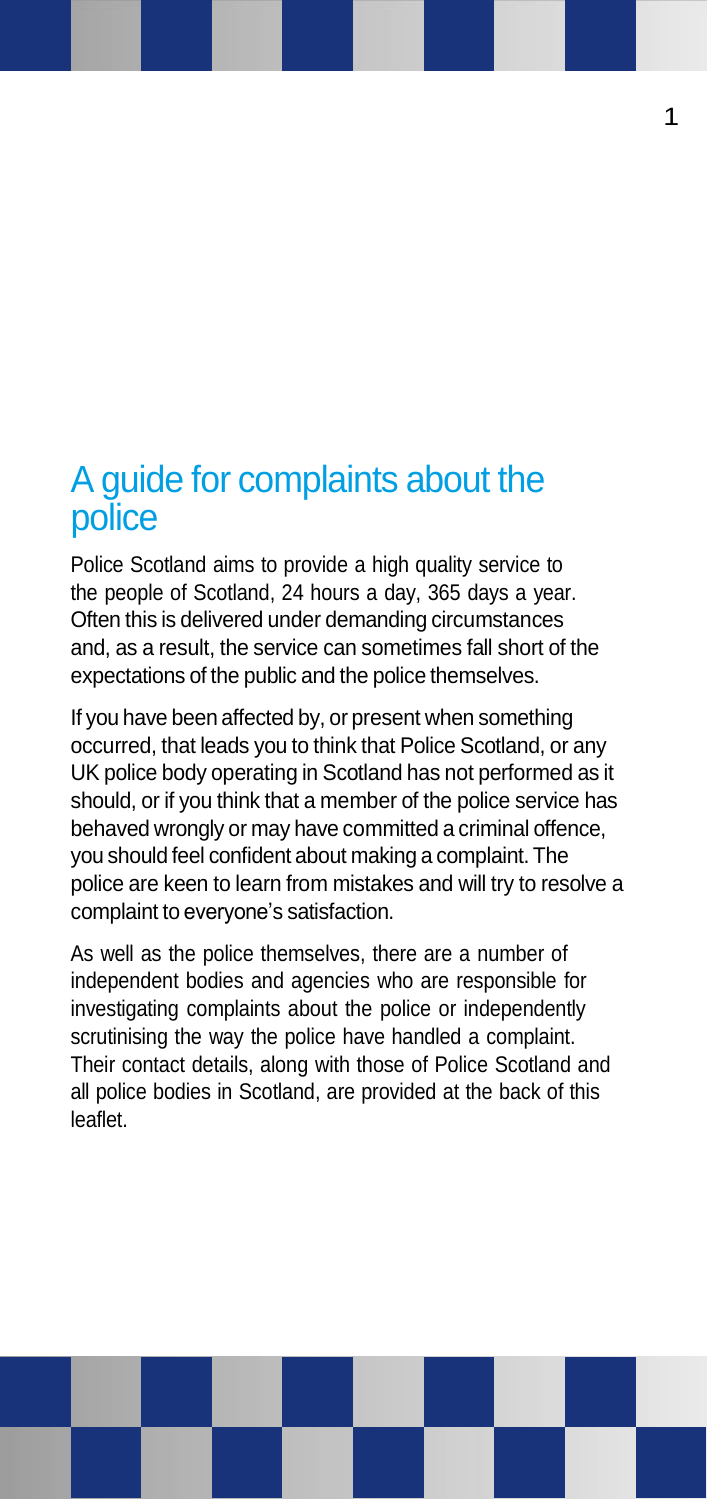# A guide for complaints about the police

Police Scotland aims to provide a high quality service to the people of Scotland, 24 hours a day, 365 days a year. Often this is delivered under demanding circumstances and, as a result, the service can sometimes fall short of the expectations of the public and the police themselves.

If you have been affected by, or present when something occurred, that leads you to think that Police Scotland, or any UK police body operating in Scotland has not performed as it should, or if you think that a member of the police service has behaved wrongly or may have committed a criminal offence, you should feel confident about making a complaint. The police are keen to learn from mistakes and will try to resolve a complaint to everyone's satisfaction.

As well as the police themselves, there are a number of independent bodies and agencies who are responsible for investigating complaints about the police or independently scrutinising the way the police have handled a complaint. Their contact details, along with those of Police Scotland and all police bodies in Scotland, are provided at the back of this leaflet.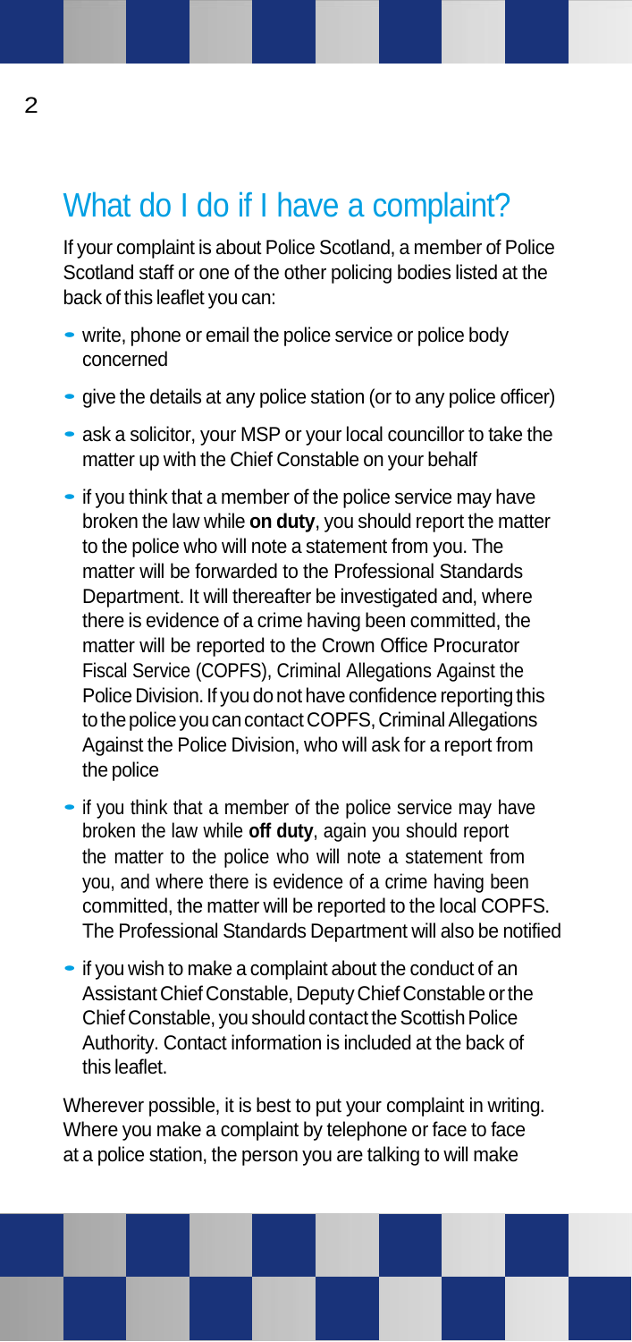## What do I do if I have a complaint?

If your complaint is about Police Scotland, a member of Police Scotland staff or one of the other policing bodies listed at the back of this leaflet you can:

- write, phone or email the police service or police body concerned
- give the details at any police station (or to any police officer)
- ask a solicitor, your MSP or your local councillor to take the matter up with the Chief Constable on your behalf
- if you think that a member of the police service may have broken the law while **on duty**, you should report the matter to the police who will note a statement from you. The matter will be forwarded to the Professional Standards Department. It will thereafter be investigated and, where there is evidence of a crime having been committed, the matter will be reported to the Crown Office Procurator Fiscal Service (COPFS), Criminal Allegations Against the Police Division. If you do not have confidence reporting this to the police you can contact COPFS, Criminal Allegations Against the Police Division, who will ask for a report from the police
- if you think that a member of the police service may have broken the law while **off duty**, again you should report the matter to the police who will note a statement from you, and where there is evidence of a crime having been committed, the matter will be reported to the local COPFS. The Professional Standards Department will also be notified
- if you wish to make a complaint about the conduct of an Assistant Chief Constable, Deputy Chief Constable or the Chief Constable, you should contact the Scottish Police Authority. Contact information is included at the back of this leaflet.

Wherever possible, it is best to put your complaint in writing. Where you make a complaint by telephone or face to face at a police station, the person you are talking to will make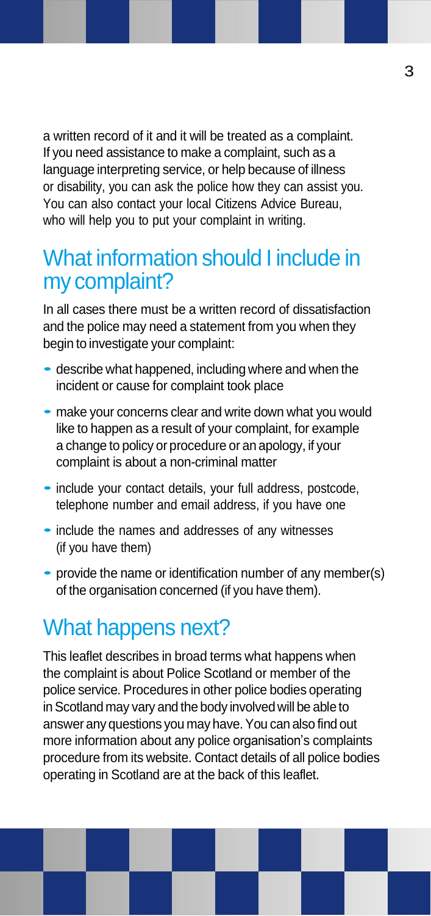a written record of it and it will be treated as a complaint. If you need assistance to make a complaint, such as a language interpreting service, or help because of illness or disability, you can ask the police how they can assist you. You can also contact your local Citizens Advice Bureau, who will help you to put your complaint in writing.

## What information should I include in my complaint?

In all cases there must be a written record of dissatisfaction and the police may need a statement from you when they begin to investigate your complaint:

- describe what happened, including where and when the incident or cause for complaint took place
- make your concerns clear and write down what you would like to happen as a result of your complaint, for example a change to policy or procedure or an apology, if your complaint is about a non-criminal matter
- include your contact details, your full address, postcode, telephone number and email address, if you have one
- include the names and addresses of any witnesses (if you have them)
- provide the name or identification number of any member(s) of the organisation concerned (if you have them).

## What happens next?

This leaflet describes in broad terms what happens when the complaint is about Police Scotland or member of the police service. Procedures in other police bodies operating in Scotland may vary and the body involved will be able to answer any questions you may have. You can also find out more information about any police organisation's complaints procedure from its website. Contact details of all police bodies operating in Scotland are at the back of this leaflet.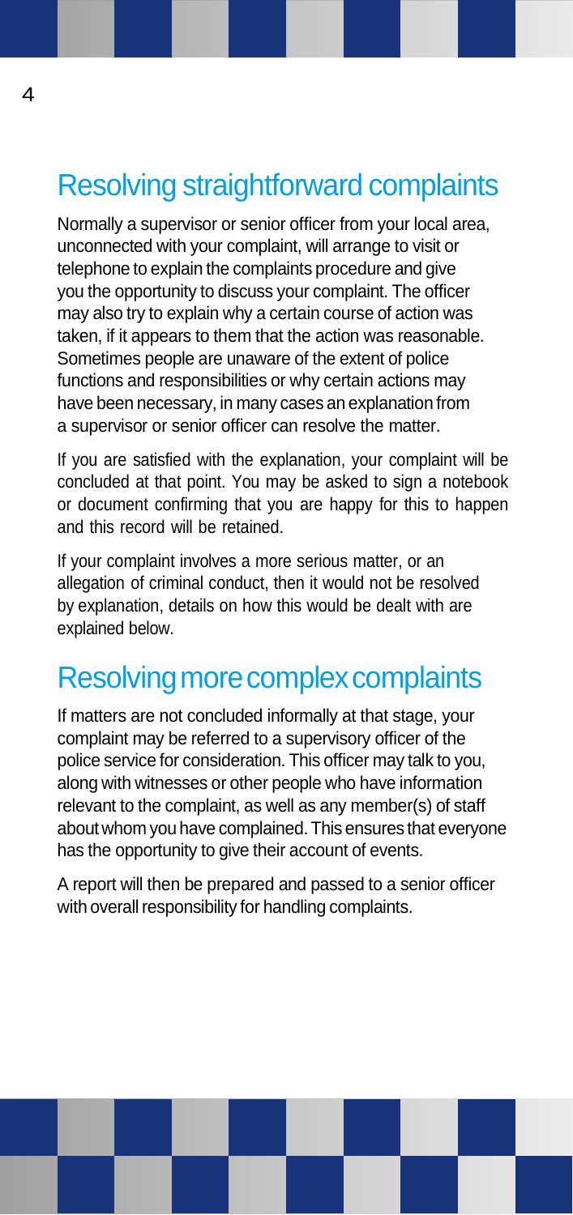## Resolving straightforward complaints

Normally a supervisor or senior officer from your local area, unconnected with your complaint, will arrange to visit or telephone to explain the complaints procedure and give you the opportunity to discuss your complaint. The officer may also try to explain why a certain course of action was taken, if it appears to them that the action was reasonable. Sometimes people are unaware of the extent of police functions and responsibilities or why certain actions may have been necessary, in many cases an explanation from a supervisor or senior officer can resolve the matter.

If you are satisfied with the explanation, your complaint will be concluded at that point. You may be asked to sign a notebook or document confirming that you are happy for this to happen and this record will be retained.

If your complaint involves a more serious matter, or an allegation of criminal conduct, then it would not be resolved by explanation, details on how this would be dealt with are explained below.

## Resolving more complex complaints

If matters are not concluded informally at that stage, your complaint may be referred to a supervisory officer of the police service for consideration. This officer may talk to you, along with witnesses or other people who have information relevant to the complaint, as well as any member(s) of staff about whom you have complained. This ensures that everyone has the opportunity to give their account of events.

A report will then be prepared and passed to a senior officer with overall responsibility for handling complaints.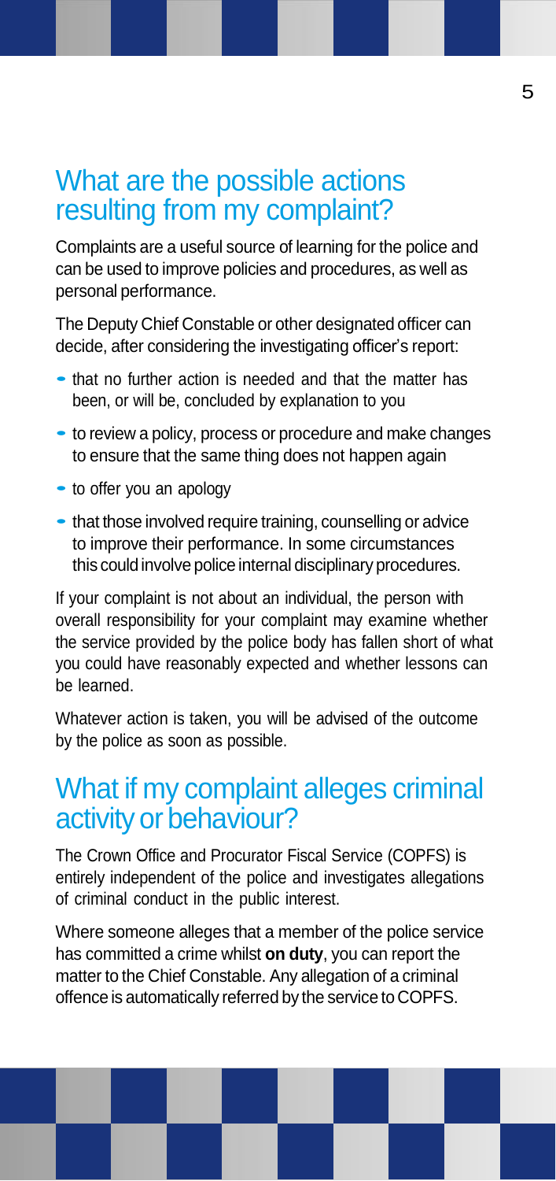## What are the possible actions resulting from my complaint?

Complaints are a useful source of learning for the police and can be used to improve policies and procedures, as well as personal performance.

The Deputy Chief Constable or other designated officer can decide, after considering the investigating officer's report:

- that no further action is needed and that the matter has been, or will be, concluded by explanation to you
- to review a policy, process or procedure and make changes to ensure that the same thing does not happen again
- to offer you an apology
- that those involved require training, counselling or advice to improve their performance. In some circumstances this could involve police internal disciplinary procedures.

If your complaint is not about an individual, the person with overall responsibility for your complaint may examine whether the service provided by the police body has fallen short of what you could have reasonably expected and whether lessons can be learned.

Whatever action is taken, you will be advised of the outcome by the police as soon as possible.

## What if my complaint alleges criminal activity or behaviour?

The Crown Office and Procurator Fiscal Service (COPFS) is entirely independent of the police and investigates allegations of criminal conduct in the public interest.

Where someone alleges that a member of the police service has committed a crime whilst **on duty**, you can report the matter to the Chief Constable. Any allegation of a criminal offence is automatically referred by the service to COPFS.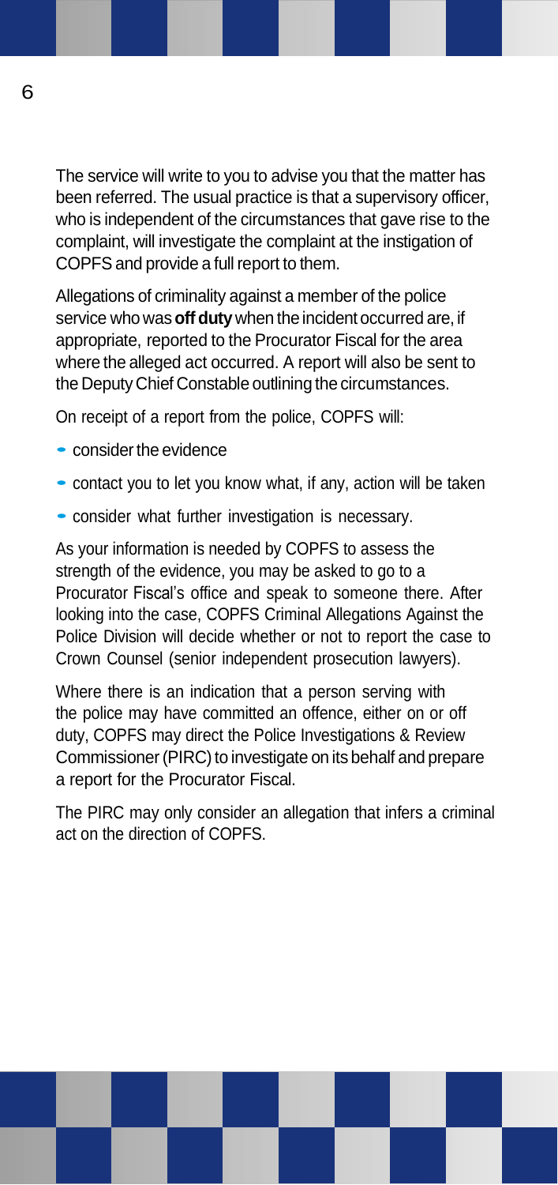The service will write to you to advise you that the matter has been referred. The usual practice is that a supervisory officer, who is independent of the circumstances that gave rise to the complaint, will investigate the complaint at the instigation of COPFS and provide a full report to them.

Allegations of criminality against a member of the police service who was **off duty** when the incident occurred are, if appropriate, reported to the Procurator Fiscal for the area where the alleged act occurred. A report will also be sent to the Deputy Chief Constable outlining the circumstances.

On receipt of a report from the police, COPFS will:

- consider the evidence
- contact you to let you know what, if any, action will be taken
- consider what further investigation is necessary.

As your information is needed by COPFS to assess the strength of the evidence, you may be asked to go to a Procurator Fiscal's office and speak to someone there. After looking into the case, COPFS Criminal Allegations Against the Police Division will decide whether or not to report the case to Crown Counsel (senior independent prosecution lawyers).

Where there is an indication that a person serving with the police may have committed an offence, either on or off duty, COPFS may direct the Police Investigations & Review Commissioner (PIRC) to investigate on its behalf and prepare a report for the Procurator Fiscal.

The PIRC may only consider an allegation that infers a criminal act on the direction of COPFS.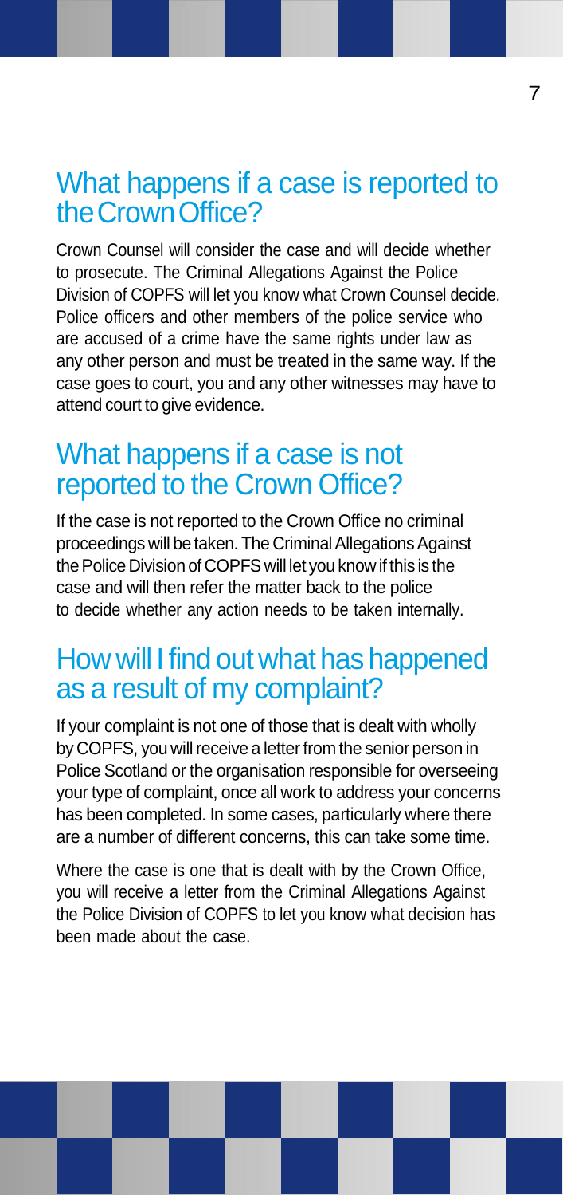## What happens if a case is reported to the Crown Office?

Crown Counsel will consider the case and will decide whether to prosecute. The Criminal Allegations Against the Police Division of COPFS will let you know what Crown Counsel decide. Police officers and other members of the police service who are accused of a crime have the same rights under law as any other person and must be treated in the same way. If the case goes to court, you and any other witnesses may have to attend court to give evidence.

## What happens if a case is not reported to the Crown Office?

If the case is not reported to the Crown Office no criminal proceedings will be taken. The Criminal Allegations Against the Police Division of COPFS will let you know if this is the case and will then refer the matter back to the police to decide whether any action needs to be taken internally.

## How will I find out what has happened as a result of my complaint?

If your complaint is not one of those that is dealt with wholly by COPFS, you will receive a letter from the senior person in Police Scotland or the organisation responsible for overseeing your type of complaint, once all work to address your concerns has been completed. In some cases, particularly where there are a number of different concerns, this can take some time.

Where the case is one that is dealt with by the Crown Office, you will receive a letter from the Criminal Allegations Against the Police Division of COPFS to let you know what decision has been made about the case.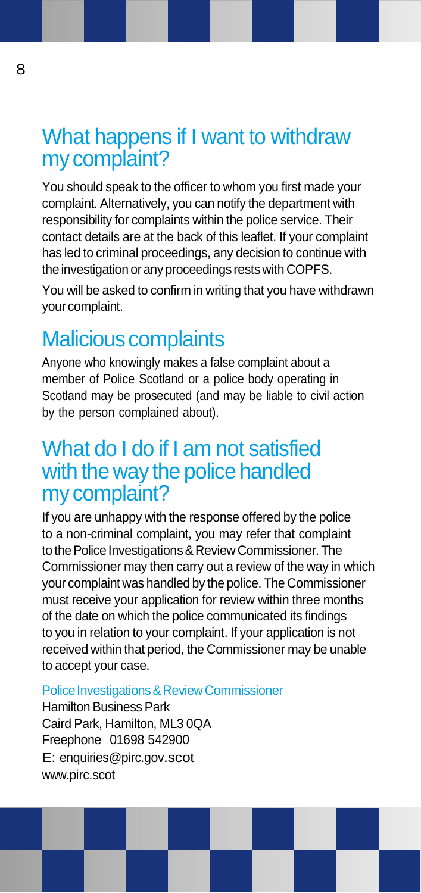## What happens if I want to withdraw my complaint?

You should speak to the officer to whom you first made your complaint. Alternatively, you can notify the department with responsibility for complaints within the police service. Their contact details are at the back of this leaflet. If your complaint has led to criminal proceedings, any decision to continue with the investigation or any proceedings rests with COPFS.

You will be asked to confirm in writing that you have withdrawn your complaint.

## Malicious complaints

Anyone who knowingly makes a false complaint about a member of Police Scotland or a police body operating in Scotland may be prosecuted (and may be liable to civil action by the person complained about).

## What do I do if I am not satisfied with the way the police handled my complaint?

If you are unhappy with the response offered by the police to a non-criminal complaint, you may refer that complaint to the Police Investigations & Review Commissioner. The Commissioner may then carry out a review of the way in which your complaint was handled by the police. The Commissioner must receive your application for review within three months of the date on which the police communicated its findings to you in relation to your complaint. If your application is not received within that period, the Commissioner may be unable to accept your case.

Police Investigations & Review Commissioner
Hamilton Business Park
Caird Park, Hamilton, ML3 0QA
Freephone 01698 542900
E: enquiries@pirc.gov.scot
www.pirc.scot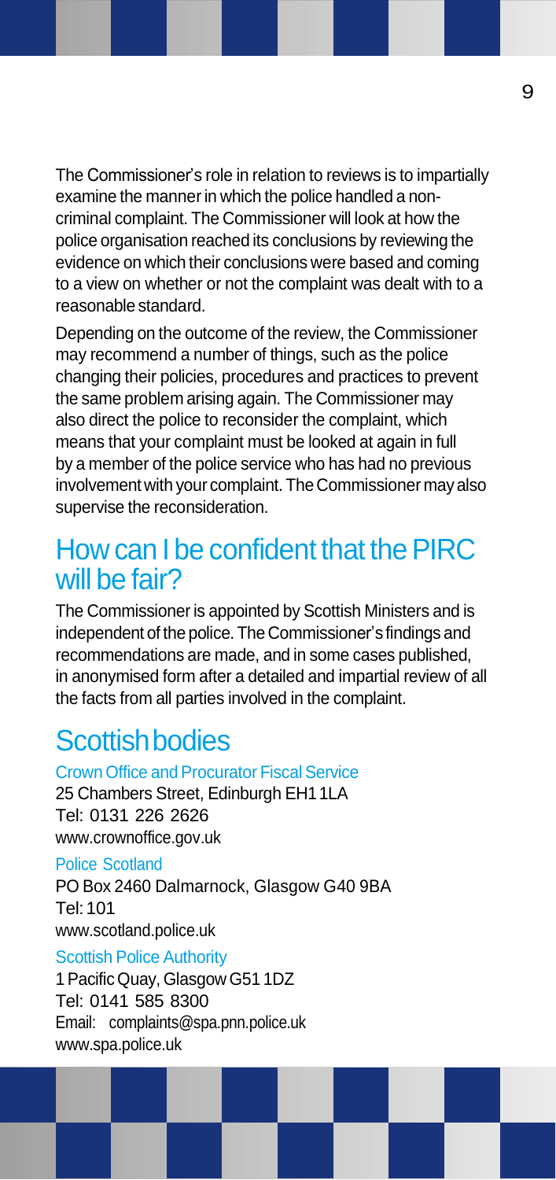The Commissioner's role in relation to reviews is to impartially examine the manner in which the police handled a non-criminal complaint. The Commissioner will look at how the police organisation reached its conclusions by reviewing the evidence on which their conclusions were based and coming to a view on whether or not the complaint was dealt with to a reasonable standard.

Depending on the outcome of the review, the Commissioner may recommend a number of things, such as the police changing their policies, procedures and practices to prevent the same problem arising again. The Commissioner may also direct the police to reconsider the complaint, which means that your complaint must be looked at again in full by a member of the police service who has had no previous involvement with your complaint. The Commissioner may also supervise the reconsideration.

## How can I be confident that the PIRC will be fair?

The Commissioner is appointed by Scottish Ministers and is independent of the police. The Commissioner's findings and recommendations are made, and in some cases published, in anonymised form after a detailed and impartial review of all the facts from all parties involved in the complaint.

## Scottish bodies

### Crown Office and Procurator Fiscal Service

25 Chambers Street, Edinburgh EH1 1LA
Tel: 0131 226 2626
www.crownoffice.gov.uk

### Police Scotland

PO Box 2460 Dalmarnock, Glasgow G40 9BA
Tel: 101
www.scotland.police.uk

### Scottish Police Authority

1 Pacific Quay, Glasgow G51 1DZ
Tel: 0141 585 8300
Email: complaints@spa.pnn.police.uk
www.spa.police.uk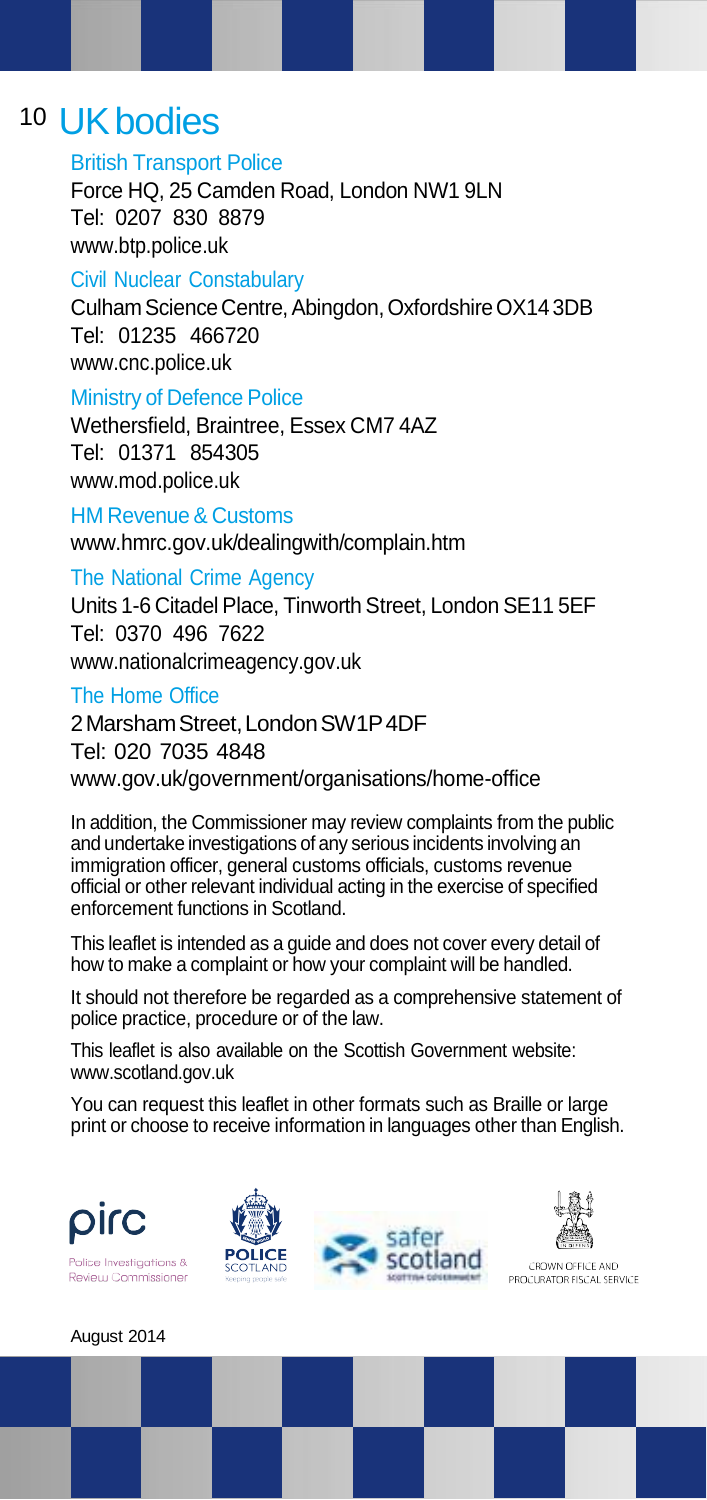# 10 UK bodies

### British Transport Police

Force HQ, 25 Camden Road, London NW1 9LN
Tel: 0207 830 8879
www.btp.police.uk

### Civil Nuclear Constabulary

Culham Science Centre, Abingdon, Oxfordshire OX14 3DB
Tel: 01235 466720
www.cnc.police.uk

### Ministry of Defence Police

Wethersfield, Braintree, Essex CM7 4AZ
Tel: 01371 854305
www.mod.police.uk

### HM Revenue & Customs

www.hmrc.gov.uk/dealingwith/complain.htm

### The National Crime Agency

Units 1-6 Citadel Place, Tinworth Street, London SE11 5EF
Tel: 0370 496 7622
www.nationalcrimeagency.gov.uk

### The Home Office

2 Marsham Street, London SW1P 4DF
Tel: 020 7035 4848
www.gov.uk/government/organisations/home-office

In addition, the Commissioner may review complaints from the public and undertake investigations of any serious incidents involving an immigration officer, general customs officials, customs revenue official or other relevant individual acting in the exercise of specified enforcement functions in Scotland.

This leaflet is intended as a guide and does not cover every detail of how to make a complaint or how your complaint will be handled.

It should not therefore be regarded as a comprehensive statement of police practice, procedure or of the law.

This leaflet is also available on the Scottish Government website: www.scotland.gov.uk

You can request this leaflet in other formats such as Braille or large print or choose to receive information in languages other than English.

pirc Police Investigations & Review Commissioner

POLICE SCOTLAND

safer scotland

CROWN OFFICE AND PROCURATOR FISCAL SERVICE

August 2014